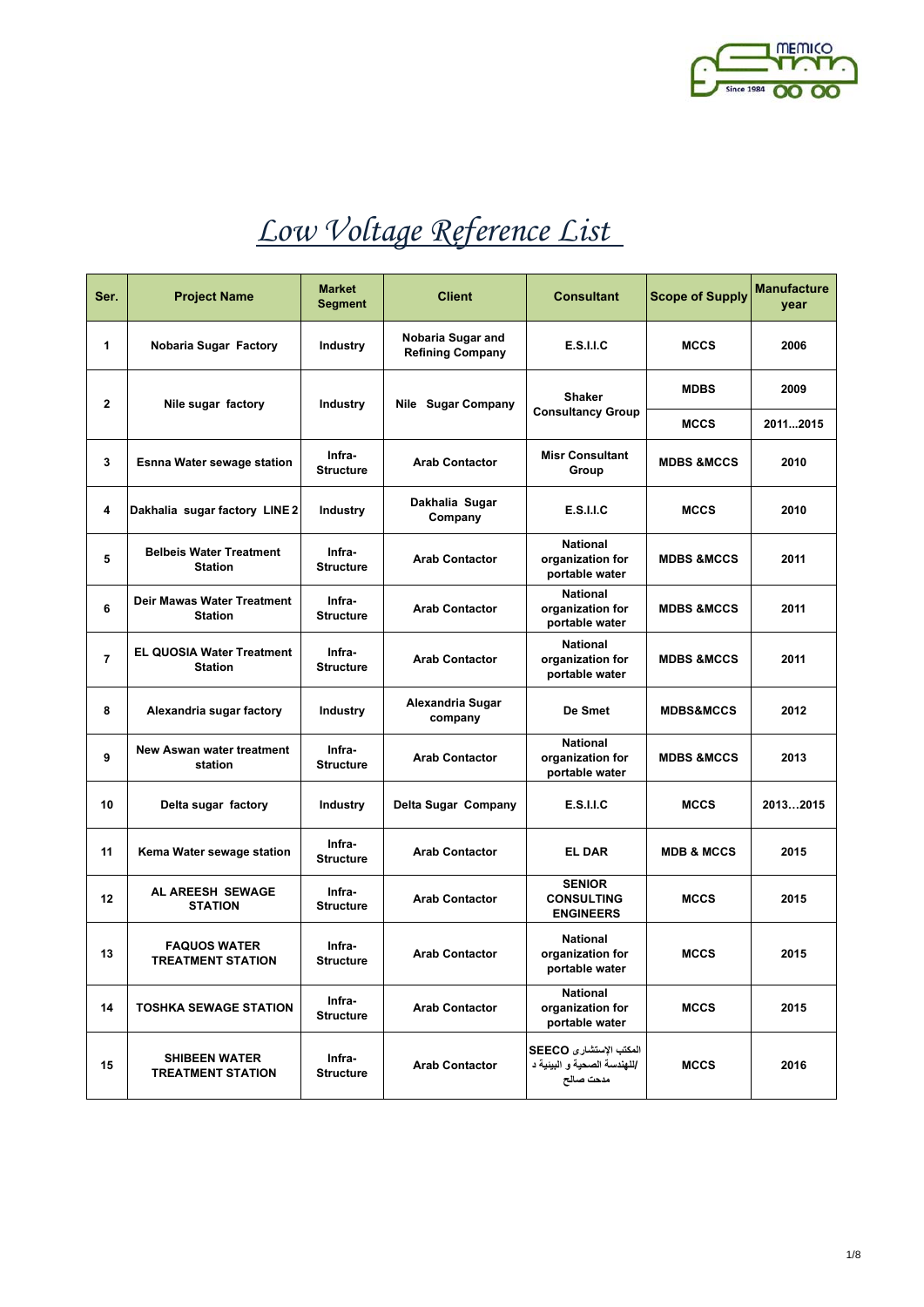# Low Voltage Reference List

| Ser. | Project Name | Market Segment | Client | Consultant | Scope of Supply | Manufacture year |
|---|---|---|---|---|---|---|
| 1 | Nobaria Sugar Factory | Industry | Nobaria Sugar and Refining Company | E.S.I.I.C | MCCS | 2006 |
| 2 | Nile sugar factory | Industry | Nile Sugar Company | Shaker Consultancy Group | MDBS | 2009 |
| | | | | | MCCS | 2011...2015 |
| 3 | Esnna Water sewage station | Infra-Structure | Arab Contactor | Misr Consultant Group | MDBS &MCCS | 2010 |
| 4 | Dakhalia sugar factory LINE 2 | Industry | Dakhalia Sugar Company | E.S.I.I.C | MCCS | 2010 |
| 5 | Belbeis Water Treatment Station | Infra-Structure | Arab Contactor | National organization for portable water | MDBS &MCCS | 2011 |
| 6 | Deir Mawas Water Treatment Station | Infra-Structure | Arab Contactor | National organization for portable water | MDBS &MCCS | 2011 |
| 7 | EL QUOSIA Water Treatment Station | Infra-Structure | Arab Contactor | National organization for portable water | MDBS &MCCS | 2011 |
| 8 | Alexandria sugar factory | Industry | Alexandria Sugar company | De Smet | MDBS&MCCS | 2012 |
| 9 | New Aswan water treatment station | Infra-Structure | Arab Contactor | National organization for portable water | MDBS &MCCS | 2013 |
| 10 | Delta sugar factory | Industry | Delta Sugar Company | E.S.I.I.C | MCCS | 2013...2015 |
| 11 | Kema Water sewage station | Infra-Structure | Arab Contactor | EL DAR | MDB & MCCS | 2015 |
| 12 | AL AREESH SEWAGE STATION | Infra-Structure | Arab Contactor | SENIOR CONSULTING ENGINEERS | MCCS | 2015 |
| 13 | FAQUOS WATER TREATMENT STATION | Infra-Structure | Arab Contactor | National organization for portable water | MCCS | 2015 |
| 14 | TOSHKA SEWAGE STATION | Infra-Structure | Arab Contactor | National organization for portable water | MCCS | 2015 |
| 15 | SHIBEEN WATER TREATMENT STATION | Infra-Structure | Arab Contactor | المكتب الإستشارى SEECO /للهندسة الصحية و البيئية د مدحت صالح | MCCS | 2016 |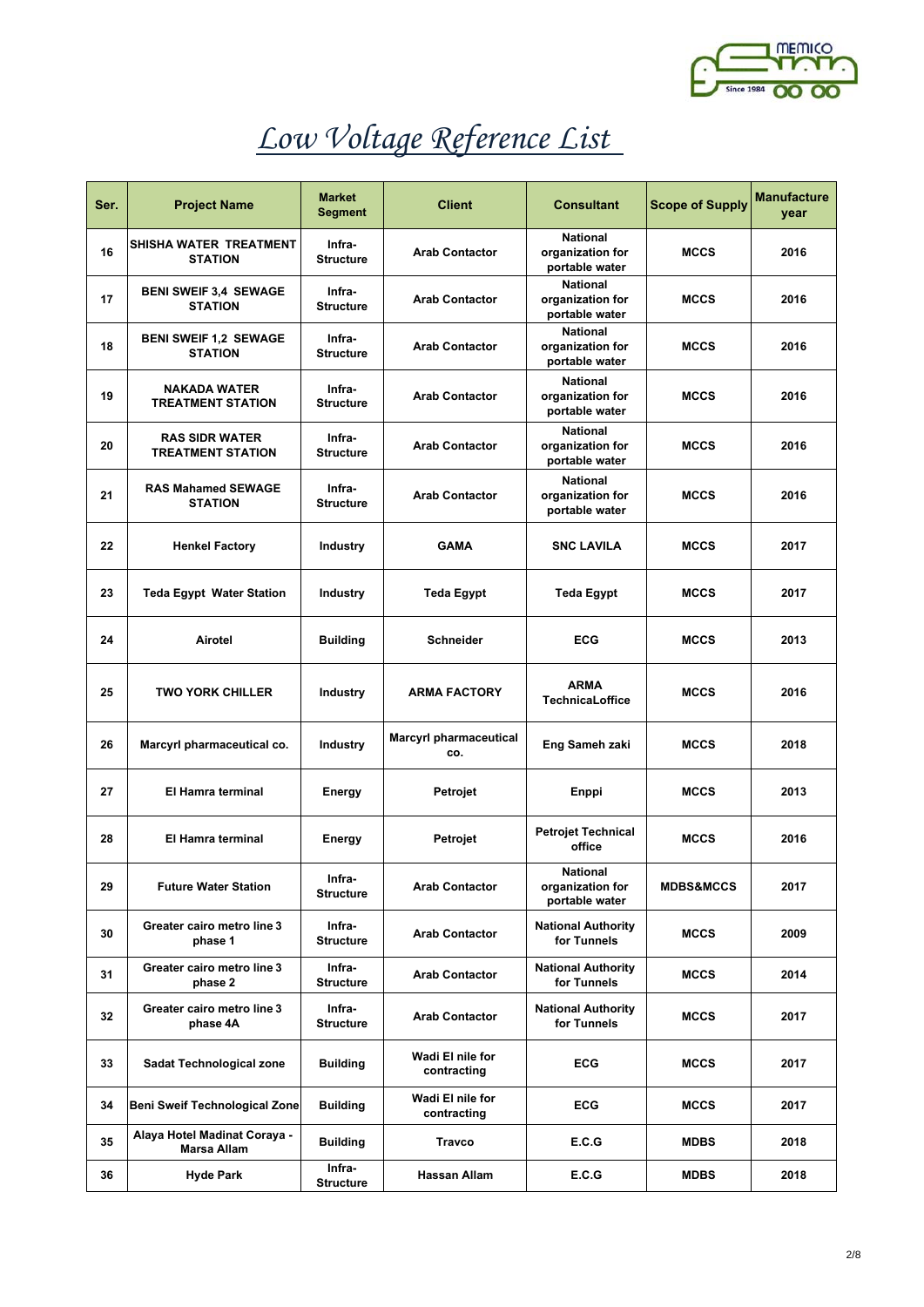# Low Voltage Reference List

| Ser. | Project Name | Market Segment | Client | Consultant | Scope of Supply | Manufacture year |
|---|---|---|---|---|---|---|
| 16 | SHISHA WATER TREATMENT STATION | Infra-Structure | Arab Contactor | National organization for portable water | MCCS | 2016 |
| 17 | BENI SWEIF 3,4 SEWAGE STATION | Infra-Structure | Arab Contactor | National organization for portable water | MCCS | 2016 |
| 18 | BENI SWEIF 1,2 SEWAGE STATION | Infra-Structure | Arab Contactor | National organization for portable water | MCCS | 2016 |
| 19 | NAKADA WATER TREATMENT STATION | Infra-Structure | Arab Contactor | National organization for portable water | MCCS | 2016 |
| 20 | RAS SIDR WATER TREATMENT STATION | Infra-Structure | Arab Contactor | National organization for portable water | MCCS | 2016 |
| 21 | RAS Mahamed SEWAGE STATION | Infra-Structure | Arab Contactor | National organization for portable water | MCCS | 2016 |
| 22 | Henkel Factory | Industry | GAMA | SNC LAVILA | MCCS | 2017 |
| 23 | Teda Egypt Water Station | Industry | Teda Egypt | Teda Egypt | MCCS | 2017 |
| 24 | Airotel | Building | Schneider | ECG | MCCS | 2013 |
| 25 | TWO YORK CHILLER | Industry | ARMA FACTORY | ARMA TechnicaLoffice | MCCS | 2016 |
| 26 | Marcyrl pharmaceutical co. | Industry | Marcyrl pharmaceutical co. | Eng Sameh zaki | MCCS | 2018 |
| 27 | El Hamra terminal | Energy | Petrojet | Enppi | MCCS | 2013 |
| 28 | El Hamra terminal | Energy | Petrojet | Petrojet Technical office | MCCS | 2016 |
| 29 | Future Water Station | Infra-Structure | Arab Contactor | National organization for portable water | MDBS&MCCS | 2017 |
| 30 | Greater cairo metro line 3 phase 1 | Infra-Structure | Arab Contactor | National Authority for Tunnels | MCCS | 2009 |
| 31 | Greater cairo metro line 3 phase 2 | Infra-Structure | Arab Contactor | National Authority for Tunnels | MCCS | 2014 |
| 32 | Greater cairo metro line 3 phase 4A | Infra-Structure | Arab Contactor | National Authority for Tunnels | MCCS | 2017 |
| 33 | Sadat Technological zone | Building | Wadi El nile for contracting | ECG | MCCS | 2017 |
| 34 | Beni Sweif Technological Zone | Building | Wadi El nile for contracting | ECG | MCCS | 2017 |
| 35 | Alaya Hotel Madinat Coraya - Marsa Allam | Building | Travco | E.C.G | MDBS | 2018 |
| 36 | Hyde Park | Infra-Structure | Hassan Allam | E.C.G | MDBS | 2018 |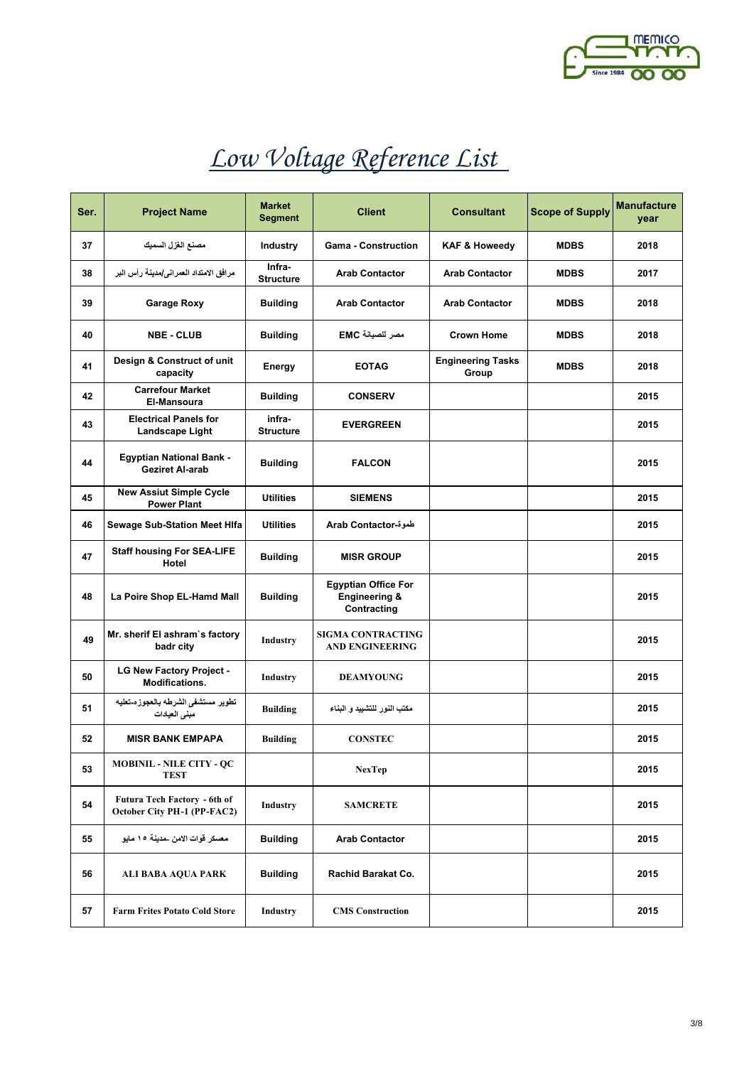# *Low Voltage Reference List*

| Ser. | Project Name | Market Segment | Client | Consultant | Scope of Supply | Manufacture year |
|---|---|---|---|---|---|---|
| 37 | مصنع الغزل السميك | Industry | Gama - Construction | KAF & Howeedy | MDBS | 2018 |
| 38 | مرافق الامتداد العمرانى/مدينة رأس البر | Infra-Structure | Arab Contactor | Arab Contactor | MDBS | 2017 |
| 39 | Garage Roxy | Building | Arab Contactor | Arab Contactor | MDBS | 2018 |
| 40 | NBE - CLUB | Building | مصر للصيانة EMC | Crown Home | MDBS | 2018 |
| 41 | Design & Construct of unit capacity | Energy | EOTAG | Engineering Tasks Group | MDBS | 2018 |
| 42 | Carrefour Market El-Mansoura | Building | CONSERV | | | 2015 |
| 43 | Electrical Panels for Landscape Light | infra-Structure | EVERGREEN | | | 2015 |
| 44 | Egyptian National Bank - Geziret Al-arab | Building | FALCON | | | 2015 |
| 45 | New Assiut Simple Cycle Power Plant | Utilities | SIEMENS | | | 2015 |
| 46 | Sewage Sub-Station Meet Hlfa | Utilities | Arab Contactor-طموة | | | 2015 |
| 47 | Staff housing For SEA-LIFE Hotel | Building | MISR GROUP | | | 2015 |
| 48 | La Poire Shop EL-Hamd Mall | Building | Egyptian Office For Engineering & Contracting | | | 2015 |
| 49 | Mr. sherif El ashram`s factory badr city | Industry | SIGMA CONTRACTING AND ENGINEERING | | | 2015 |
| 50 | LG New Factory Project - Modifications. | Industry | DEAMYOUNG | | | 2015 |
| 51 | تطوير مستشفى الشرطه بالعجوزه-تعليه مبنى العيادات | Building | مكتب النور للتشييد و البناء | | | 2015 |
| 52 | MISR BANK EMPAPA | Building | CONSTEC | | | 2015 |
| 53 | MOBINIL - NILE CITY - QC TEST | | NexTep | | | 2015 |
| 54 | Futura Tech Factory - 6th of October City PH-1 (PP-FAC2) | Industry | SAMCRETE | | | 2015 |
| 55 | معسكر قوات الامن -مدينة ١٥ مايو | Building | Arab Contactor | | | 2015 |
| 56 | ALI BABA AQUA PARK | Building | Rachid Barakat Co. | | | 2015 |
| 57 | Farm Frites Potato Cold Store | Industry | CMS Construction | | | 2015 |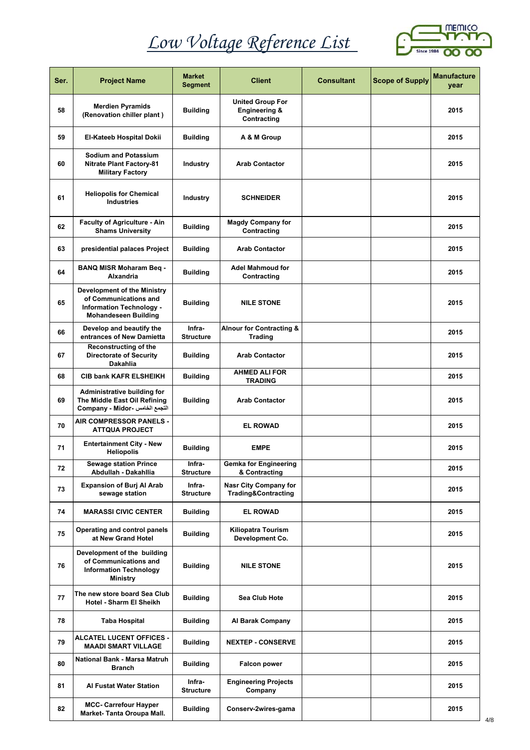# *Low Voltage Reference List*

| Ser. | Project Name | Market Segment | Client | Consultant | Scope of Supply | Manufacture year |
|---|---|---|---|---|---|---|
| 58 | Merdien Pyramids (Renovation chiller plant ) | Building | United Group For Engineering & Contracting | | | 2015 |
| 59 | El-Kateeb Hospital Dokii | Building | A & M Group | | | 2015 |
| 60 | Sodium and Potassium Nitrate Plant Factory-81 Military Factory | Industry | Arab Contactor | | | 2015 |
| 61 | Heliopolis for Chemical Industries | Industry | SCHNEIDER | | | 2015 |
| 62 | Faculty of Agriculture - Ain Shams University | Building | Magdy Company for Contracting | | | 2015 |
| 63 | presidential palaces Project | Building | Arab Contactor | | | 2015 |
| 64 | BANQ MISR Moharam Beq - Alxandria | Building | Adel Mahmoud for Contracting | | | 2015 |
| 65 | Development of the Ministry of Communications and Information Technology - Mohandeseen Building | Building | NILE STONE | | | 2015 |
| 66 | Develop and beautify the entrances of New Damietta | Infra-Structure | Alnour for Contracting & Trading | | | 2015 |
| 67 | Reconstructing of the Directorate of Security Dakahlia | Building | Arab Contactor | | | 2015 |
| 68 | CIB bank KAFR ELSHEIKH | Building | AHMED ALI FOR TRADING | | | 2015 |
| 69 | Administrative building for The Middle East Oil Refining Company - Midor- التجمع الخامس | Building | Arab Contactor | | | 2015 |
| 70 | AIR COMPRESSOR PANELS - ATTQUA PROJECT | | EL ROWAD | | | 2015 |
| 71 | Entertainment City - New Heliopolis | Building | EMPE | | | 2015 |
| 72 | Sewage station Prince Abdullah - Dakahllia | Infra-Structure | Gemka for Engineering & Contracting | | | 2015 |
| 73 | Expansion of Burj Al Arab sewage station | Infra-Structure | Nasr City Company for Trading&Contracting | | | 2015 |
| 74 | MARASSI CIVIC CENTER | Building | EL ROWAD | | | 2015 |
| 75 | Operating and control panels at New Grand Hotel | Building | Kiliopatra Tourism Development Co. | | | 2015 |
| 76 | Development of the building of Communications and Information Technology Ministry | Building | NILE STONE | | | 2015 |
| 77 | The new store board Sea Club Hotel - Sharm El Sheikh | Building | Sea Club Hote | | | 2015 |
| 78 | Taba Hospital | Building | Al Barak Company | | | 2015 |
| 79 | ALCATEL LUCENT OFFICES - MAADI SMART VILLAGE | Building | NEXTEP - CONSERVE | | | 2015 |
| 80 | National Bank - Marsa Matruh Branch | Building | Falcon power | | | 2015 |
| 81 | Al Fustat Water Station | Infra-Structure | Engineering Projects Company | | | 2015 |
| 82 | MCC- Carrefour Hayper Market- Tanta Oroupa Mall. | Building | Conserv-2wires-gama | | | 2015 |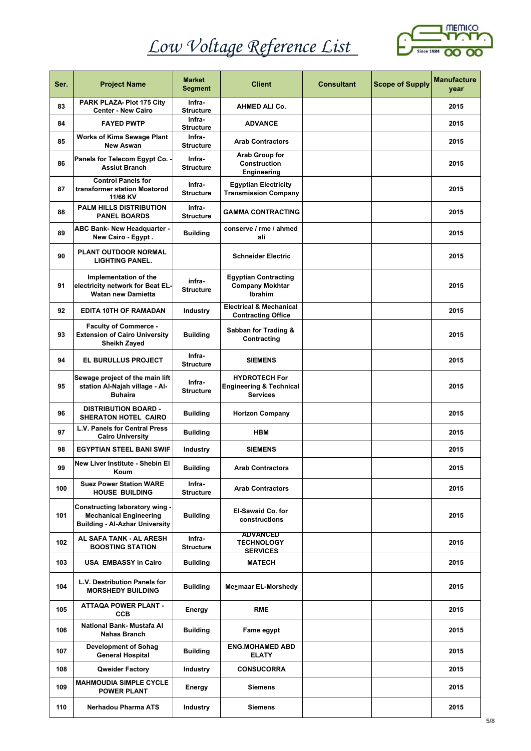# Low Voltage Reference List

| Ser. | Project Name | Market Segment | Client | Consultant | Scope of Supply | Manufacture year |
|---|---|---|---|---|---|---|
| 83 | PARK PLAZA- Plot 175 City Center - New Cairo | Infra-Structure | AHMED ALI Co. | | | 2015 |
| 84 | FAYED PWTP | Infra-Structure | ADVANCE | | | 2015 |
| 85 | Works of Kima Sewage Plant New Aswan | Infra-Structure | Arab Contractors | | | 2015 |
| 86 | Panels for Telecom Egypt Co. - Assiut Branch | Infra-Structure | Arab Group for Construction Engineering | | | 2015 |
| 87 | Control Panels for transformer station Mostorod 11/66 KV | Infra-Structure | Egyptian Electricity Transmission Company | | | 2015 |
| 88 | PALM HILLS DISTRIBUTION PANEL BOARDS | infra-Structure | GAMMA CONTRACTING | | | 2015 |
| 89 | ABC Bank- New Headquarter - New Cairo - Egypt . | Building | conserve / rme / ahmed ali | | | 2015 |
| 90 | PLANT OUTDOOR NORMAL LIGHTING PANEL. | | Schneider Electric | | | 2015 |
| 91 | Implementation of the electricity network for Beat EL-Watan new Damietta | infra-Structure | Egyptian Contracting Company Mokhtar Ibrahim | | | 2015 |
| 92 | EDITA 10TH OF RAMADAN | Industry | Electrical & Mechanical Contracting Office | | | 2015 |
| 93 | Faculty of Commerce - Extension of Cairo University Sheikh Zayed | Building | Sabban for Trading & Contracting | | | 2015 |
| 94 | EL BURULLUS PROJECT | Infra-Structure | SIEMENS | | | 2015 |
| 95 | Sewage project of the main lift station Al-Najah village - Al-Buhaira | Infra-Structure | HYDROTECH For Engineering & Technical Services | | | 2015 |
| 96 | DISTRIBUTION BOARD - SHERATON HOTEL CAIRO | Building | Horizon Company | | | 2015 |
| 97 | L.V. Panels for Central Press Cairo University | Building | HBM | | | 2015 |
| 98 | EGYPTIAN STEEL BANI SWIF | Industry | SIEMENS | | | 2015 |
| 99 | New Liver Institute - Shebin El Koum | Building | Arab Contractors | | | 2015 |
| 100 | Suez Power Station WARE HOUSE BUILDING | Infra-Structure | Arab Contractors | | | 2015 |
| 101 | Constructing laboratory wing - Mechanical Engineering Building - Al-Azhar University | Building | El-Sawaid Co. for constructions | | | 2015 |
| 102 | AL SAFA TANK - AL ARESH BOOSTING STATION | Infra-Structure | ADVANCED TECHNOLOGY SERVICES | | | 2015 |
| 103 | USA EMBASSY in Cairo | Building | MATECH | | | 2015 |
| 104 | L.V. Destribution Panels for MORSHEDY BUILDING | Building | Meعmaar EL-Morshedy | | | 2015 |
| 105 | ATTAQA POWER PLANT - CCB | Energy | RME | | | 2015 |
| 106 | National Bank- Mustafa Al Nahas Branch | Building | Fame egypt | | | 2015 |
| 107 | Development of Sohag General Hospital | Building | ENG.MOHAMED ABD ELATY | | | 2015 |
| 108 | Qweider Factory | Industry | CONSUCORRA | | | 2015 |
| 109 | MAHMOUDIA SIMPLE CYCLE POWER PLANT | Energy | Siemens | | | 2015 |
| 110 | Nerhadou Pharma ATS | Industry | Siemens | | | 2015 |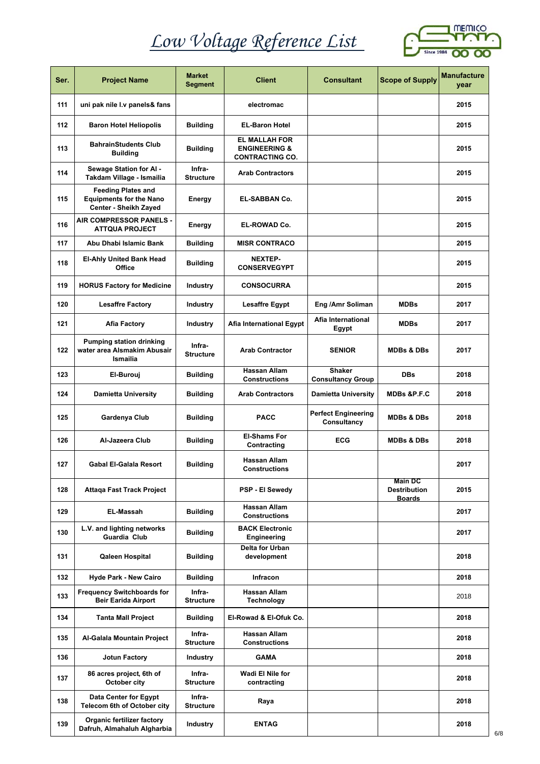# Low Voltage Reference List

| Ser. | Project Name | Market Segment | Client | Consultant | Scope of Supply | Manufacture year |
|---|---|---|---|---|---|---|
| 111 | uni pak nile l.v panels& fans | | electromac | | | 2015 |
| 112 | Baron Hotel Heliopolis | Building | EL-Baron Hotel | | | 2015 |
| 113 | BahrainStudents Club Building | Building | EL MALLAH FOR ENGINEERING & CONTRACTING CO. | | | 2015 |
| 114 | Sewage Station for Al - Takdam Village - Ismailia | Infra-Structure | Arab Contractors | | | 2015 |
| 115 | Feeding Plates and Equipments for the Nano Center - Sheikh Zayed | Energy | EL-SABBAN Co. | | | 2015 |
| 116 | AIR COMPRESSOR PANELS - ATTQUA PROJECT | Energy | EL-ROWAD Co. | | | 2015 |
| 117 | Abu Dhabi Islamic Bank | Building | MISR CONTRACO | | | 2015 |
| 118 | El-Ahly United Bank Head Office | Building | NEXTEP- CONSERVEGYPT | | | 2015 |
| 119 | HORUS Factory for Medicine | Industry | CONSOCURRA | | | 2015 |
| 120 | Lesaffre Factory | Industry | Lesaffre Egypt | Eng /Amr Soliman | MDBs | 2017 |
| 121 | Afia Factory | Industry | Afia International Egypt | Afia International Egypt | MDBs | 2017 |
| 122 | Pumping station drinking water area Alsmakim Abusair Ismailia | Infra-Structure | Arab Contractor | SENIOR | MDBs & DBs | 2017 |
| 123 | El-Burouj | Building | Hassan Allam Constructions | Shaker Consultancy Group | DBs | 2018 |
| 124 | Damietta University | Building | Arab Contractors | Damietta University | MDBs &P.F.C | 2018 |
| 125 | Gardenya Club | Building | PACC | Perfect Engineering Consultancy | MDBs & DBs | 2018 |
| 126 | Al-Jazeera Club | Building | El-Shams For Contracting | ECG | MDBs & DBs | 2018 |
| 127 | Gabal El-Galala Resort | Building | Hassan Allam Constructions | | | 2017 |
| 128 | Attaqa Fast Track Project | | PSP - El Sewedy | | Main DC Destribution Boards | 2015 |
| 129 | EL-Massah | Building | Hassan Allam Constructions | | | 2017 |
| 130 | L.V. and lighting networks Guardia Club | Building | BACK Electronic Engineering | | | 2017 |
| 131 | Qaleen Hospital | Building | Delta for Urban development | | | 2018 |
| 132 | Hyde Park - New Cairo | Building | Infracon | | | 2018 |
| 133 | Frequency Switchboards for Beir Earida Airport | Infra-Structure | Hassan Allam Technology | | | 2018 |
| 134 | Tanta Mall Project | Building | El-Rowad & El-Ofuk Co. | | | 2018 |
| 135 | Al-Galala Mountain Project | Infra-Structure | Hassan Allam Constructions | | | 2018 |
| 136 | Jotun Factory | Industry | GAMA | | | 2018 |
| 137 | 86 acres project, 6th of October city | Infra-Structure | Wadi El Nile for contracting | | | 2018 |
| 138 | Data Center for Egypt Telecom 6th of October city | Infra-Structure | Raya | | | 2018 |
| 139 | Organic fertilizer factory Dafruh, Almahaluh Algharbia | Industry | ENTAG | | | 2018 |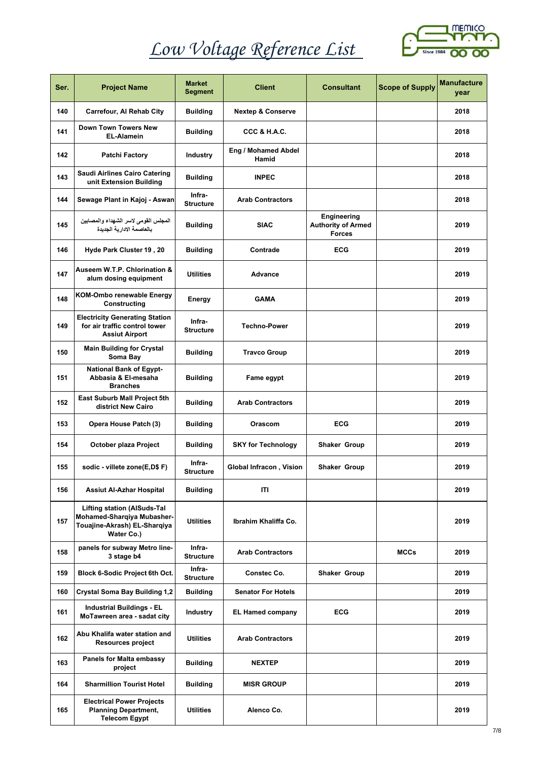# Low Voltage Reference List

| Ser. | Project Name | Market Segment | Client | Consultant | Scope of Supply | Manufacture year |
|---|---|---|---|---|---|---|
| 140 | Carrefour, Al Rehab City | Building | Nextep & Conserve | | | 2018 |
| 141 | Down Town Towers New EL-Alamein | Building | CCC & H.A.C. | | | 2018 |
| 142 | Patchi Factory | Industry | Eng / Mohamed Abdel Hamid | | | 2018 |
| 143 | Saudi Airlines Cairo Catering unit Extension Building | Building | INPEC | | | 2018 |
| 144 | Sewage Plant in Kajoj - Aswan | Infra-Structure | Arab Contractors | | | 2018 |
| 145 | المجلس القومى لاسر الشهداء والمصابين بالعاصمة الادارية الجديدة | Building | SIAC | Engineering Authority of Armed Forces | | 2019 |
| 146 | Hyde Park Cluster 19 , 20 | Building | Contrade | ECG | | 2019 |
| 147 | Auseem W.T.P. Chlorination & alum dosing equipment | Utilities | Advance | | | 2019 |
| 148 | KOM-Ombo renewable Energy Constructing | Energy | GAMA | | | 2019 |
| 149 | Electricity Generating Station for air traffic control tower Assiut Airport | Infra-Structure | Techno-Power | | | 2019 |
| 150 | Main Building for Crystal Soma Bay | Building | Travco Group | | | 2019 |
| 151 | National Bank of Egypt- Abbasia & El-mesaha Branches | Building | Fame egypt | | | 2019 |
| 152 | East Suburb Mall Project 5th district New Cairo | Building | Arab Contractors | | | 2019 |
| 153 | Opera House Patch (3) | Building | Orascom | ECG | | 2019 |
| 154 | October plaza Project | Building | SKY for Technology | Shaker Group | | 2019 |
| 155 | sodic - villete zone(E,D$ F) | Infra-Structure | Global Infracon , Vision | Shaker Group | | 2019 |
| 156 | Assiut Al-Azhar Hospital | Building | ITI | | | 2019 |
| 157 | Lifting station (AlSuds-Tal Mohamed-Sharqiya Mubasher-Touajine-Akrash) EL-Sharqiya Water Co.) | Utilities | Ibrahim Khaliffa Co. | | | 2019 |
| 158 | panels for subway Metro line-3 stage b4 | Infra-Structure | Arab Contractors | | MCCs | 2019 |
| 159 | Block 6-Sodic Project 6th Oct. | Infra-Structure | Constec Co. | Shaker Group | | 2019 |
| 160 | Crystal Soma Bay Building 1,2 | Building | Senator For Hotels | | | 2019 |
| 161 | Industrial Buildings - EL MoTawreen area - sadat city | Industry | EL Hamed company | ECG | | 2019 |
| 162 | Abu Khalifa water station and Resources project | Utilities | Arab Contractors | | | 2019 |
| 163 | Panels for Malta embassy project | Building | NEXTEP | | | 2019 |
| 164 | Sharmillion Tourist Hotel | Building | MISR GROUP | | | 2019 |
| 165 | Electrical Power Projects Planning Department, Telecom Egypt | Utilities | Alenco Co. | | | 2019 |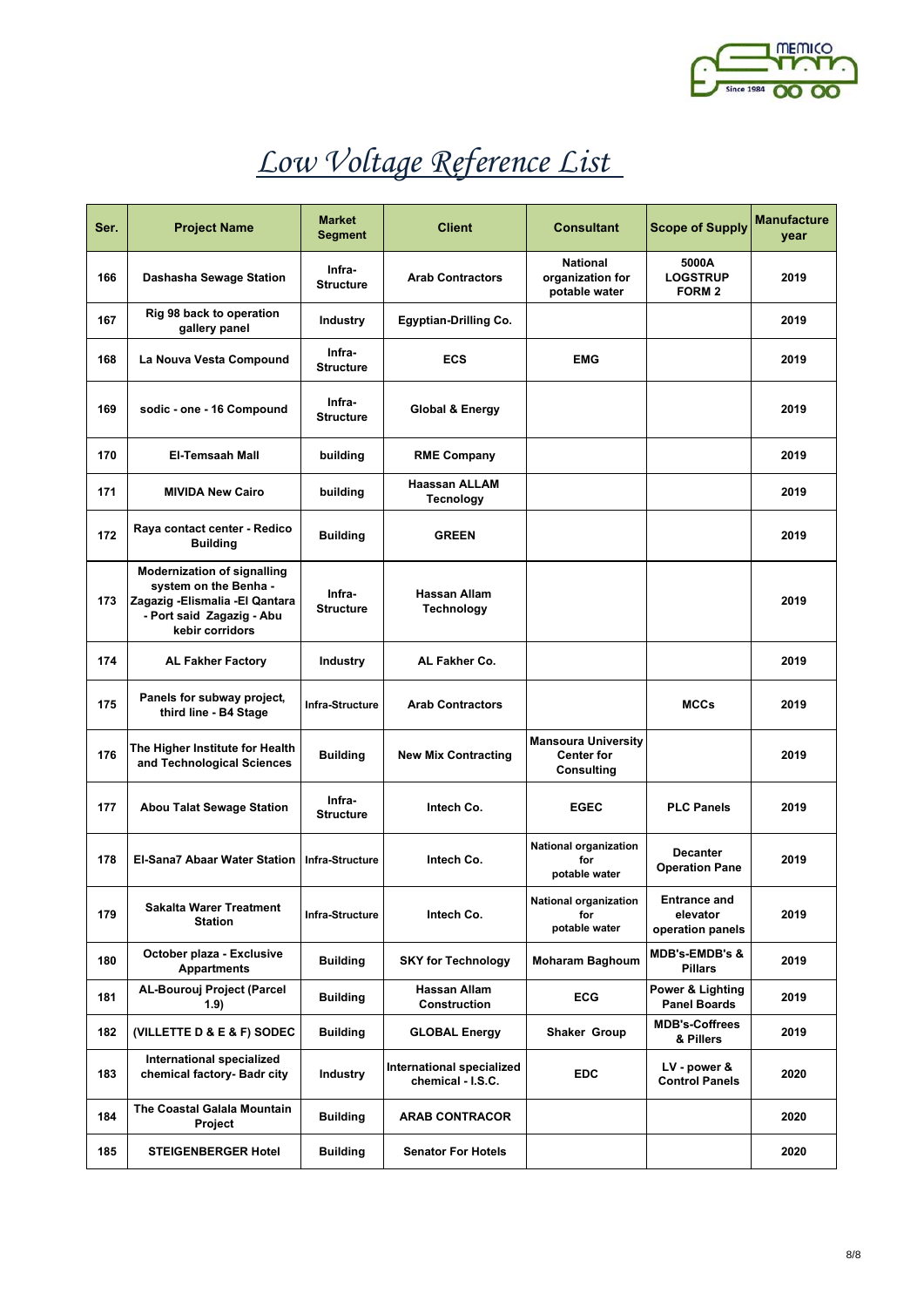# Low Voltage Reference List

| Ser. | Project Name | Market Segment | Client | Consultant | Scope of Supply | Manufacture year |
|---|---|---|---|---|---|---|
| 166 | Dashasha Sewage Station | Infra-Structure | Arab Contractors | National organization for potable water | 5000A LOGSTRUP FORM 2 | 2019 |
| 167 | Rig 98 back to operation gallery panel | Industry | Egyptian-Drilling Co. | | | 2019 |
| 168 | La Nouva Vesta Compound | Infra-Structure | ECS | EMG | | 2019 |
| 169 | sodic - one - 16 Compound | Infra-Structure | Global & Energy | | | 2019 |
| 170 | El-Temsaah Mall | building | RME Company | | | 2019 |
| 171 | MIVIDA New Cairo | building | Haassan ALLAM Tecnology | | | 2019 |
| 172 | Raya contact center - Redico Building | Building | GREEN | | | 2019 |
| 173 | Modernization of signalling system on the Benha - Zagazig -Elismalia -El Qantara - Port said Zagazig - Abu kebir corridors | Infra-Structure | Hassan Allam Technology | | | 2019 |
| 174 | AL Fakher Factory | Industry | AL Fakher Co. | | | 2019 |
| 175 | Panels for subway project, third line - B4 Stage | Infra-Structure | Arab Contractors | | MCCs | 2019 |
| 176 | The Higher Institute for Health and Technological Sciences | Building | New Mix Contracting | Mansoura University Center for Consulting | | 2019 |
| 177 | Abou Talat Sewage Station | Infra-Structure | Intech Co. | EGEC | PLC Panels | 2019 |
| 178 | El-Sana7 Abaar Water Station | Infra-Structure | Intech Co. | National organization for potable water | Decanter Operation Pane | 2019 |
| 179 | Sakalta Warer Treatment Station | Infra-Structure | Intech Co. | National organization for potable water | Entrance and elevator operation panels | 2019 |
| 180 | October plaza - Exclusive Appartments | Building | SKY for Technology | Moharam Baghoum | MDB's-EMDB's & Pillars | 2019 |
| 181 | AL-Bourouj Project (Parcel 1.9) | Building | Hassan Allam Construction | ECG | Power & Lighting Panel Boards | 2019 |
| 182 | (VILLETTE D & E & F) SODEC | Building | GLOBAL Energy | Shaker Group | MDB's-Coffrees & Pillers | 2019 |
| 183 | International specialized chemical factory- Badr city | Industry | International specialized chemical - I.S.C. | EDC | LV - power & Control Panels | 2020 |
| 184 | The Coastal Galala Mountain Project | Building | ARAB CONTRACOR | | | 2020 |
| 185 | STEIGENBERGER Hotel | Building | Senator For Hotels | | | 2020 |